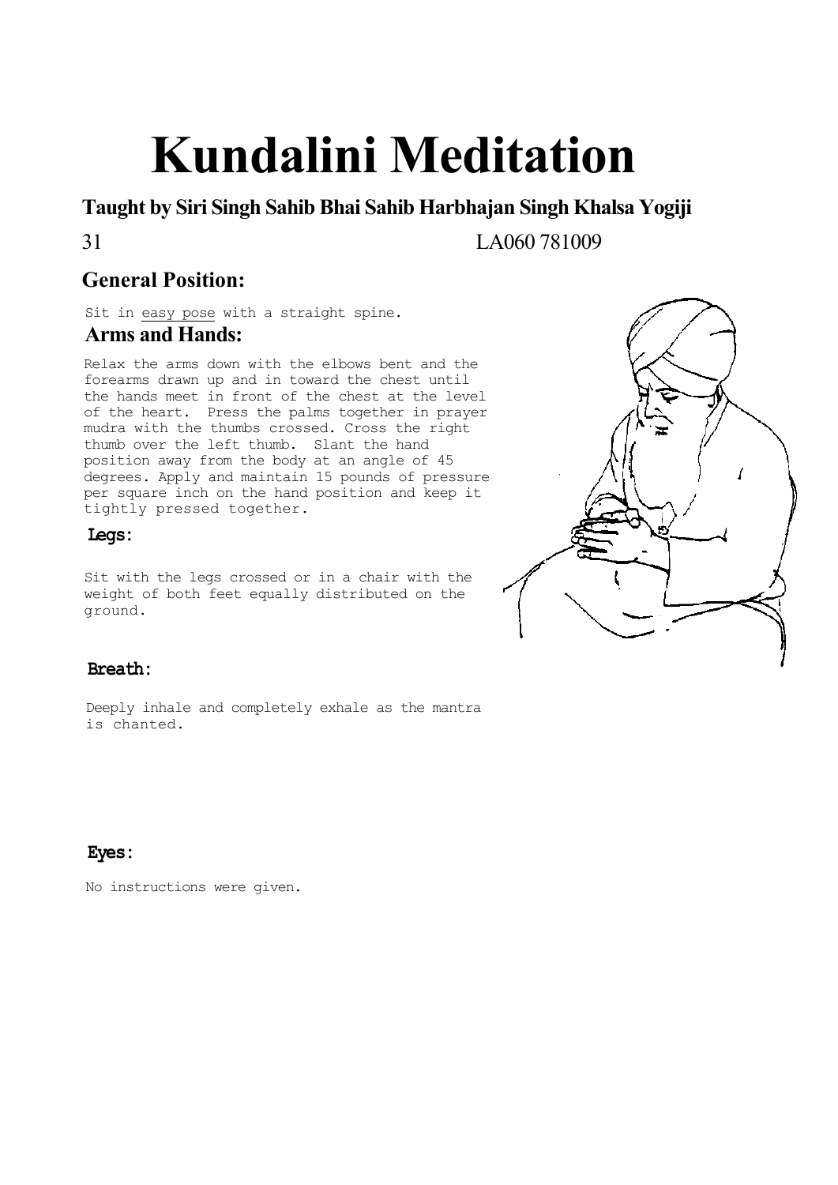# Kundalini Meditation

### Taught by Siri Singh Sahib Bhai Sahib Harbhajan Singh Khalsa Yogiji

31 LA060 781009

## General Position:

Sit in easy pose with a straight spine.

### Arms and Hands:

Relax the arms down with the elbows bent and the forearms drawn up and in toward the chest until the hands meet in front of the chest at the level of the heart. Press the palms together in prayer mudra with the thumbs crossed. Cross the right thumb over the left thumb. Slant the hand position away from the body at an angle of 45 degrees. Apply and maintain 15 pounds of pressure per square inch on the hand position and keep it tightly pressed together.

### Legs:

Sit with the legs crossed or in a chair with the weight of both feet equally distributed on the ground.

### Breath:

Deeply inhale and completely exhale as the mantra is chanted.

### Eyes:

No instructions were given.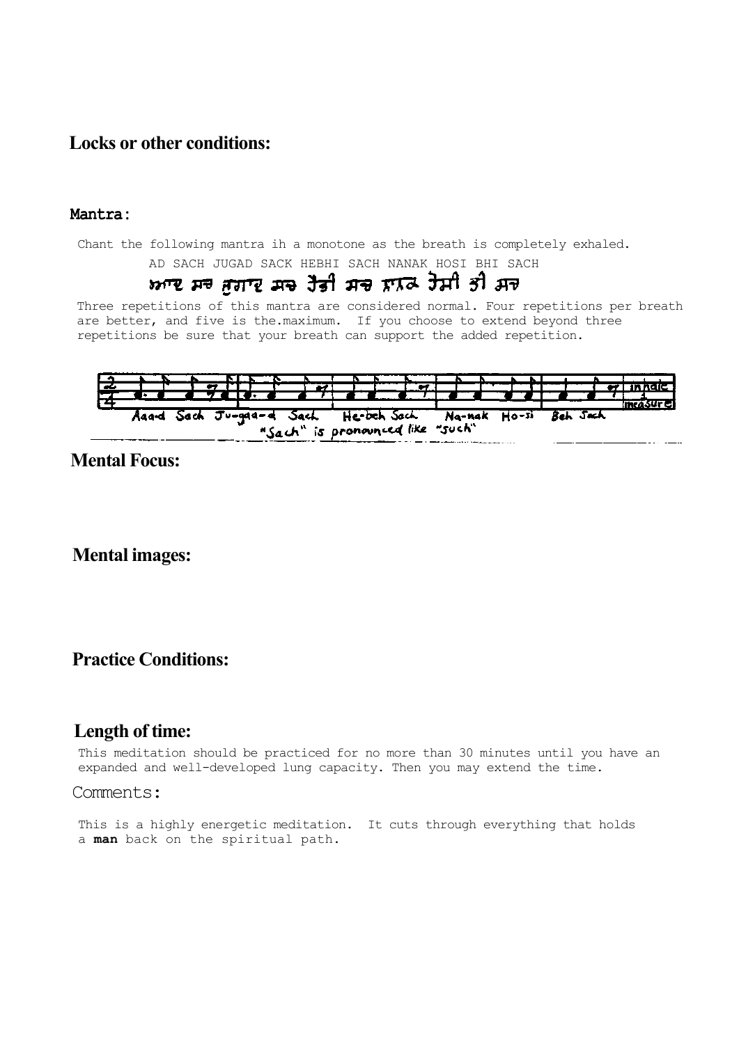**Locks or other conditions:**

**Mantra**:

Chant the following mantra ih a monotone as the breath is completely exhaled.

AD SACH JUGAD SACK HEBHI SACH NANAK HOSI BHI SACH

ਆਦਿ ਸਚੁ ਜੁਗਾਦਿ ਸਚੁ ਹੈਭੀ ਸਚੁ ਨਾਨਕ ਹੋਸੀ ਭੀ ਸਚੁ

Three repetitions of this mantra are considered normal. Four repetitions per breath are better, and five is the.maximum. If you choose to extend beyond three repetitions be sure that your breath can support the added repetition.

Aaa-d Sach Ju-gaa-d Sach He-beh Sach Na-nak Ho-si Beh Sach

inhale 1 measure

"Sach" is pronounced like "such"

**Mental Focus:**

**Mental images:**

**Practice Conditions:**

**Length of time:**

This meditation should be practiced for no more than 30 minutes until you have an expanded and well-developed lung capacity. Then you may extend the time.

Comments:

This is a highly energetic meditation. It cuts through everything that holds a **man** back on the spiritual path.